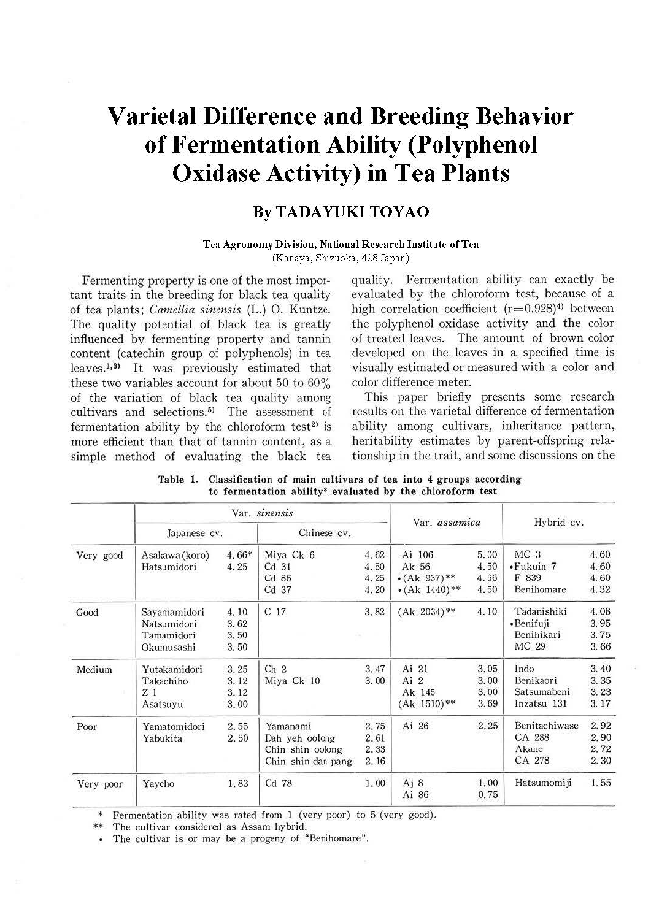# Varietal Difference and Breeding Behavior of Fermentation Ability (Polyphenol Oxidase Activity) in Tea Plants

## By TADAYUKI TOYAO

**Tea Agronomy Division, National Research Institute of Tea**
(Kanaya, Shizuoka, 428 Japan)

Fermenting property is one of the most important traits in the breeding for black tea quality of tea plants; *Camellia sinensis* (L.) O. Kuntze. The quality potential of black tea is greatly influenced by fermenting property and tannin content (catechin group of polyphenols) in tea leaves.[1,3] It was previously estimated that these two variables account for about 50 to 60% of the variation of black tea quality among cultivars and selections.[5] The assessment of fermentation ability by the chloroform test[2] is more efficient than that of tannin content, as a simple method of evaluating the black tea quality. Fermentation ability can exactly be evaluated by the chloroform test, because of a high correlation coefficient ($r=0.928$)[4] between the polyphenol oxidase activity and the color of treated leaves. The amount of brown color developed on the leaves in a specified time is visually estimated or measured with a color and color difference meter.

This paper briefly presents some research results on the varietal difference of fermentation ability among cultivars, inheritance pattern, heritability estimates by parent-offspring relationship in the trait, and some discussions on the

**Table 1. Classification of main cultivars of tea into 4 groups according to fermentation ability\* evaluated by the chloroform test**

| | Var. *sinensis* | | | | Var. *assamica* | | Hybrid cv. | |
|---|---|---|---|---|---|---|---|---|
| | Japanese cv. | | Chinese cv. | | | | | |
| Very good | Asakawa (koro) | 4.66* | Miya Ck 6 | 4.62 | Ai 106 | 5.00 | MC 3 | 4.60 |
| | Hatsumidori | 4.25 | Cd 31 | 4.50 | Ak 56 | 4.50 | •Fukuin 7 | 4.60 |
| | | | Cd 86 | 4.25 | •(Ak 937)** | 4.66 | F 839 | 4.60 |
| | | | Cd 37 | 4.20 | •(Ak 1440)** | 4.50 | Benihomare | 4.32 |
| Good | Sayamamidori | 4.10 | C 17 | 3.82 | (Ak 2034)** | 4.10 | Tadanishiki | 4.08 |
| | Natsumidori | 3.62 | | | | | •Benifuji | 3.95 |
| | Tamamidori | 3.50 | | | | | Benihikari | 3.75 |
| | Okumusashi | 3.50 | | | | | MC 29 | 3.66 |
| Medium | Yutakamidori | 3.25 | Ch 2 | 3.47 | Ai 21 | 3.05 | Indo | 3.40 |
| | Takachiho | 3.12 | Miya Ck 10 | 3.00 | Ai 2 | 3.00 | Benikaori | 3.35 |
| | Z 1 | 3.12 | | | Ak 145 | 3.00 | Satsumabeni | 3.23 |
| | Asatsuyu | 3.00 | | | (Ak 1510)** | 3.69 | Inzatsu 131 | 3.17 |
| Poor | Yamatomidori | 2.55 | Yamanami | 2.75 | Ai 26 | 2.25 | Benitachiwase | 2.92 |
| | Yabukita | 2.50 | Dah yeh oolong | 2.61 | | | CA 288 | 2.90 |
| | | | Chin shin oolong | 2.33 | | | Akane | 2.72 |
| | | | Chin shin dan pang | 2.16 | | | CA 278 | 2.30 |
| Very poor | Yayeho | 1.83 | Cd 78 | 1.00 | Aj 8 | 1.00 | Hatsumomiji | 1.55 |
| | | | | | Ai 86 | 0.75 | | |

\* Fermentation ability was rated from 1 (very poor) to 5 (very good).
\*\* The cultivar considered as Assam hybrid.
• The cultivar is or may be a progeny of "Benihomare".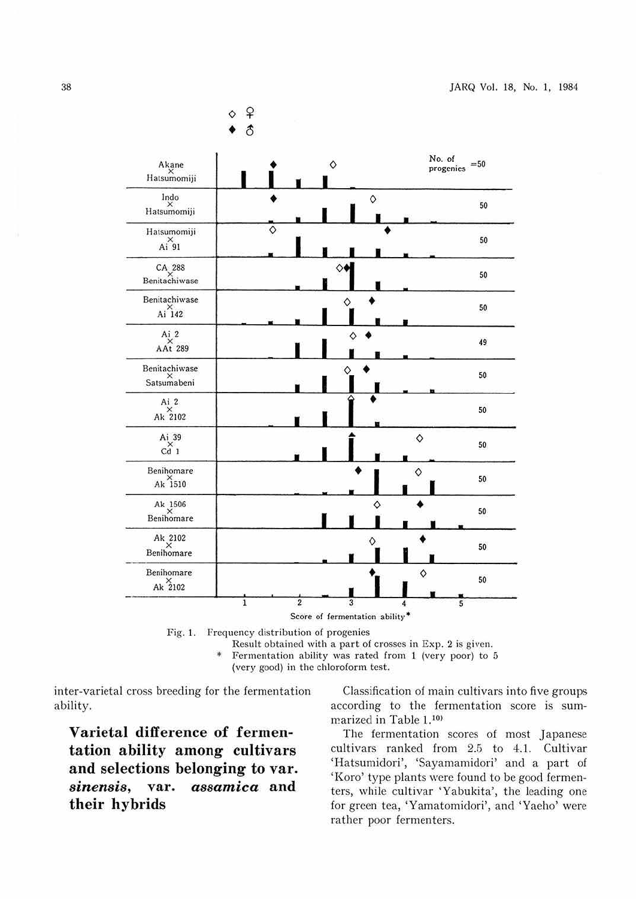Fig. 1. Frequency distribution of progenies

Result obtained with a part of crosses in Exp. 2 is given.

\* Fermentation ability was rated from 1 (very poor) to 5 (very good) in the chloroform test.

inter-varietal cross breeding for the fermentation ability.

## Varietal difference of fermentation ability among cultivars and selections belonging to var. *sinensis*, var. *assamica* and their hybrids

Classification of main cultivars into five groups according to the fermentation score is summarized in Table 1.[10]

The fermentation scores of most Japanese cultivars ranked from 2.5 to 4.1. Cultivar 'Hatsumidori', 'Sayamamidori' and a part of 'Koro' type plants were found to be good fermenters, while cultivar 'Yabukita', the leading one for green tea, 'Yamatomidori', and 'Yaeho' were rather poor fermenters.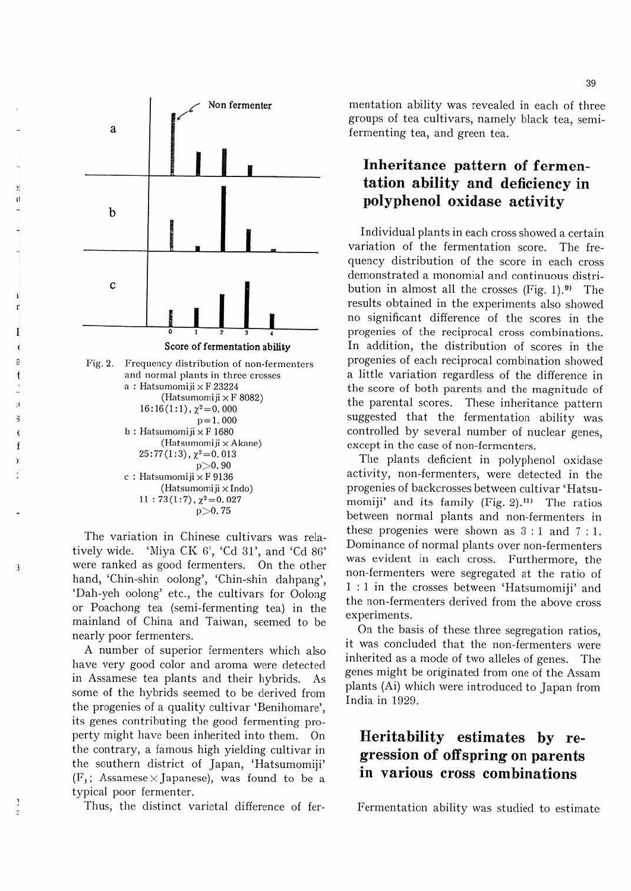Fig. 2. Frequency distribution of non-fermenters and normal plants in three crosses

a : Hatsumomiji × F 23224 (Hatsumomiji × F 8082)
16:16(1:1), $\chi^2=0.000$
p=1.000

b : Hatsumomiji × F 1680 (Hatsumomiji × Akane)
25:77(1:3), $\chi^2=0.013$
$p>0.90$

c : Hatsumomiji × F 9136 (Hatsumomiji × Indo)
11 : 73(1:7), $\chi^2=0.027$
$p>0.75$

The variation in Chinese cultivars was relatively wide. 'Miya CK 6', 'Cd 31', and 'Cd 86' were ranked as good fermenters. On the other hand, 'Chin-shin oolong', 'Chin-shin dahpang', 'Dah-yeh oolong' etc., the cultivars for Oolong or Poachong tea (semi-fermenting tea) in the mainland of China and Taiwan, seemed to be nearly poor fermenters.

A number of superior fermenters which also have very good color and aroma were detected in Assamese tea plants and their hybrids. As some of the hybrids seemed to be derived from the progenies of a quality cultivar 'Benihomare', its genes contributing the good fermenting property might have been inherited into them. On the contrary, a famous high yielding cultivar in the southern district of Japan, 'Hatsumomiji' ($F_1$; Assamese × Japanese), was found to be a typical poor fermenter.

Thus, the distinct varietal difference of fermentation ability was revealed in each of three groups of tea cultivars, namely black tea, semi-fermenting tea, and green tea.

## Inheritance pattern of fermentation ability and deficiency in polyphenol oxidase activity

Individual plants in each cross showed a certain variation of the fermentation score. The frequency distribution of the score in each cross demonstrated a monomial and continuous distribution in almost all the crosses (Fig. 1).[9] The results obtained in the experiments also showed no significant difference of the scores in the progenies of the reciprocal cross combinations. In addition, the distribution of scores in the progenies of each reciprocal combination showed a little variation regardless of the difference in the score of both parents and the magnitude of the parental scores. These inheritance pattern suggested that the fermentation ability was controlled by several number of nuclear genes, except in the case of non-fermenters.

The plants deficient in polyphenol oxidase activity, non-fermenters, were detected in the progenies of backcrosses between cultivar 'Hatsumomiji' and its family (Fig. 2).[11] The ratios between normal plants and non-fermenters in these progenies were shown as 3 : 1 and 7 : 1. Dominance of normal plants over non-fermenters was evident in each cross. Furthermore, the non-fermenters were segregated at the ratio of 1 : 1 in the crosses between 'Hatsumomiji' and the non-fermenters derived from the above cross experiments.

On the basis of these three segregation ratios, it was concluded that the non-fermenters were inherited as a mode of two alleles of genes. The genes might be originated from one of the Assam plants (Ai) which were introduced to Japan from India in 1929.

## Heritability estimates by regression of offspring on parents in various cross combinations

Fermentation ability was studied to estimate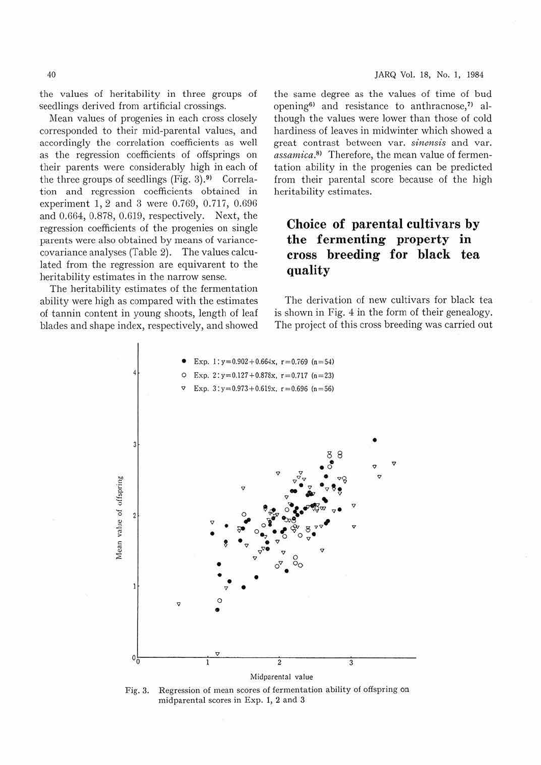the values of heritability in three groups of seedlings derived from artificial crossings.

Mean values of progenies in each cross closely corresponded to their mid-parental values, and accordingly the correlation coefficients as well as the regression coefficients of offsprings on their parents were considerably high in each of the three groups of seedlings (Fig. 3).[9] Correlation and regression coefficients obtained in experiment 1, 2 and 3 were 0.769, 0.717, 0.696 and 0.664, 0.878, 0.619, respectively. Next, the regression coefficients of the progenies on single parents were also obtained by means of variance-covariance analyses (Table 2). The values calculated from the regression are equivarent to the heritability estimates in the narrow sense.

The heritability estimates of the fermentation ability were high as compared with the estimates of tannin content in young shoots, length of leaf blades and shape index, respectively, and showed the same degree as the values of time of bud opening[6] and resistance to anthracnose,[7] although the values were lower than those of cold hardiness of leaves in midwinter which showed a great contrast between var. *sinensis* and var. *assamica*.[8] Therefore, the mean value of fermentation ability in the progenies can be predicted from their parental score because of the high heritability estimates.

## Choice of parental cultivars by the fermenting property in cross breeding for black tea quality

The derivation of new cultivars for black tea is shown in Fig. 4 in the form of their genealogy. The project of this cross breeding was carried out

● Exp. 1: $y=0.902+0.664x$, $r=0.769$ ($n=54$)
○ Exp. 2: $y=0.127+0.878x$, $r=0.717$ ($n=23$)
▽ Exp. 3: $y=0.973+0.619x$, $r=0.696$ ($n=56$)

Fig. 3. Regression of mean scores of fermentation ability of offspring on midparental scores in Exp. 1, 2 and 3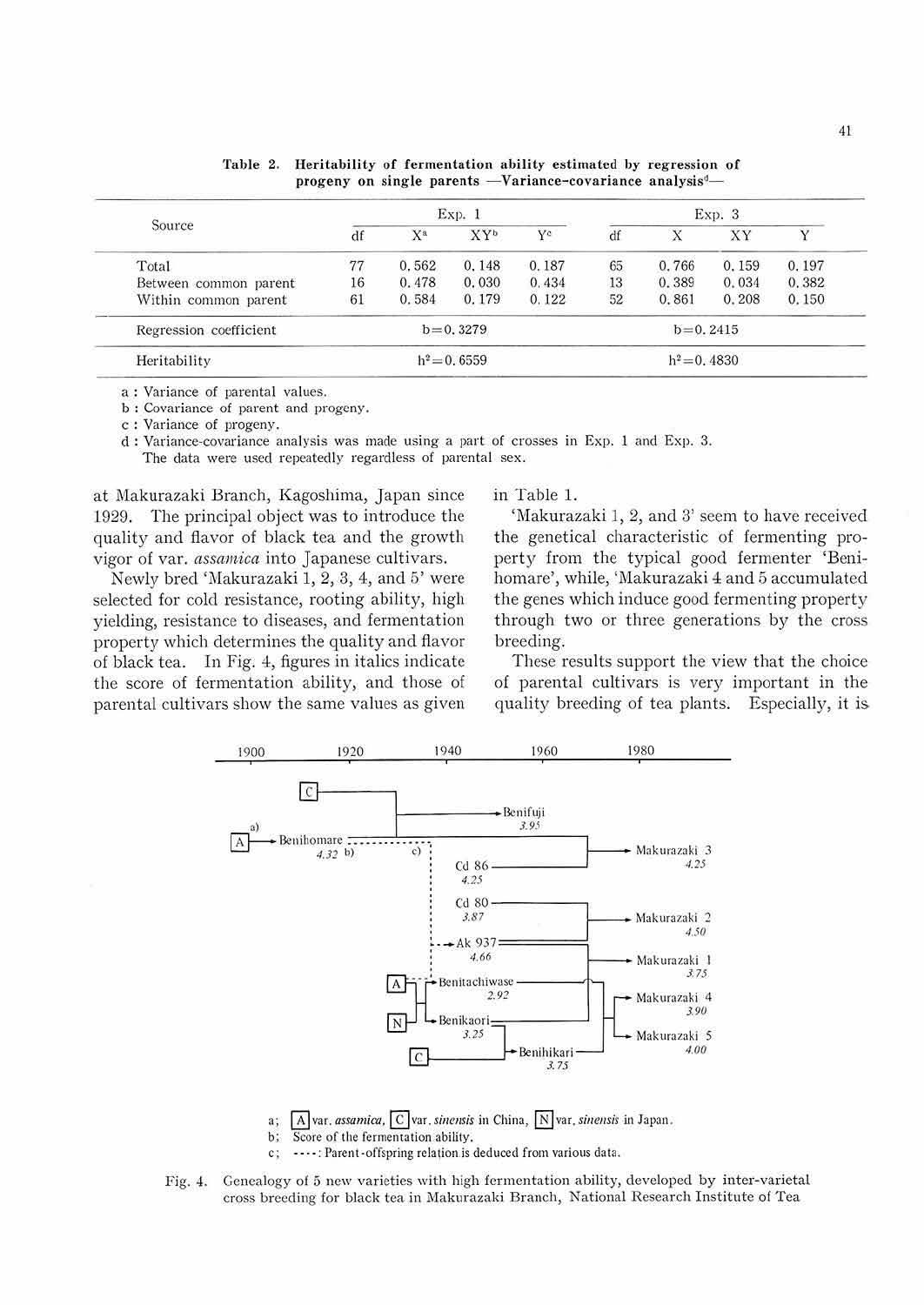Table 2. **Heritability of fermentation ability estimated by regression of progeny on single parents —Variance-covariance analysis[d]—**

| Source | Exp. 1 | | | | Exp. 3 | | | |
|---|---|---|---|---|---|---|---|---|
| | df | X[a] | XY[b] | Y[c] | df | X | XY | Y |
| Total | 77 | 0.562 | 0.148 | 0.187 | 65 | 0.766 | 0.159 | 0.197 |
| Between common parent | 16 | 0.478 | 0.030 | 0.434 | 13 | 0.389 | 0.034 | 0.382 |
| Within common parent | 61 | 0.584 | 0.179 | 0.122 | 52 | 0.861 | 0.208 | 0.150 |
| Regression coefficient | b=0.3279 | | | | b=0.2415 | | | |
| Heritability | $h^2=0.6559$ | | | | $h^2=0.4830$ | | | |

a : Variance of parental values.
b : Covariance of parent and progeny.
c : Variance of progeny.
d : Variance-covariance analysis was made using a part of crosses in Exp. 1 and Exp. 3. The data were used repeatedly regardless of parental sex.

at Makurazaki Branch, Kagoshima, Japan since 1929. The principal object was to introduce the quality and flavor of black tea and the growth vigor of var. *assamica* into Japanese cultivars.

Newly bred 'Makurazaki 1, 2, 3, 4, and 5' were selected for cold resistance, rooting ability, high yielding, resistance to diseases, and fermentation property which determines the quality and flavor of black tea. In Fig. 4, figures in italics indicate the score of fermentation ability, and those of parental cultivars show the same values as given in Table 1.

'Makurazaki 1, 2, and 3' seem to have received the genetical characteristic of fermenting property from the typical good fermenter 'Benihomare', while, 'Makurazaki 4 and 5 accumulated the genes which induce good fermenting property through two or three generations by the cross breeding.

These results support the view that the choice of parental cultivars is very important in the quality breeding of tea plants. Especially, it is

a; A var. *assamica*, C var. *sinensis* in China, N var. *sinensis* in Japan.
b; Score of the fermentation ability.
c; ----: Parent-offspring relation is deduced from various data.

Fig. 4. Genealogy of 5 new varieties with high fermentation ability, developed by inter-varietal cross breeding for black tea in Makurazaki Branch, National Research Institute of Tea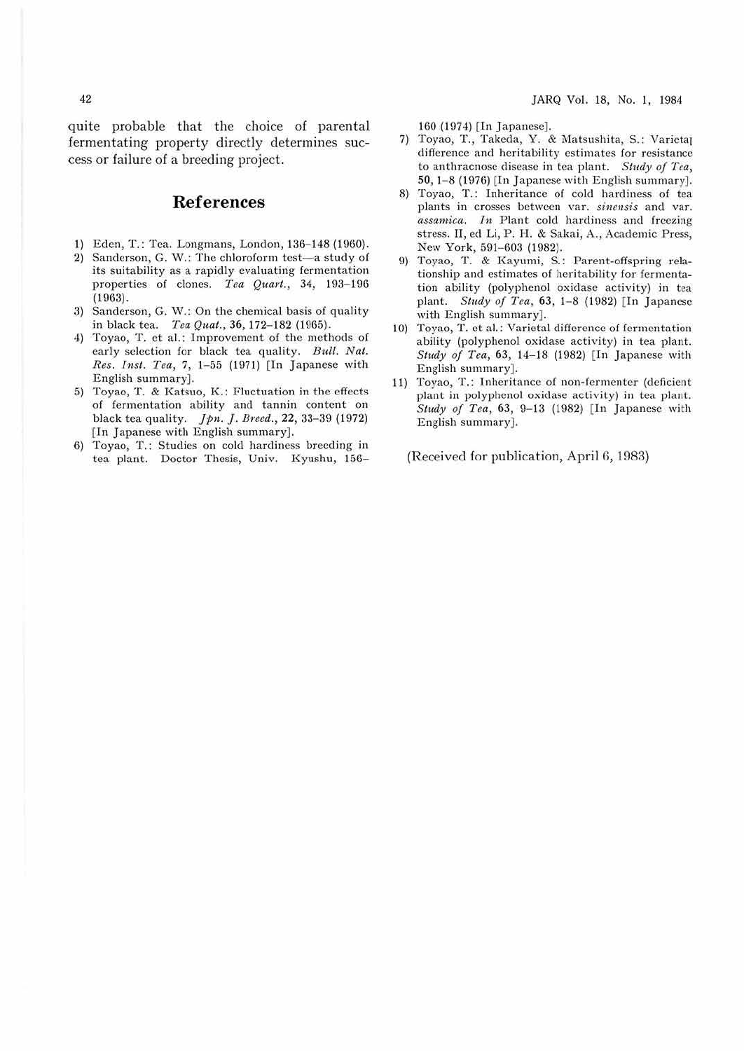quite probable that the choice of parental fermentating property directly determines success or failure of a breeding project.

## References

1) Eden, T.: Tea. Longmans, London, 136–148 (1960).
2) Sanderson, G. W.: The chloroform test—a study of its suitability as a rapidly evaluating fermentation properties of clones. *Tea Quart.*, 34, 193–196 (1963).
3) Sanderson, G. W.: On the chemical basis of quality in black tea. *Tea Quat.*, 36, 172–182 (1965).
4) Toyao, T. et al.: Improvement of the methods of early selection for black tea quality. *Bull. Nat. Res. Inst. Tea*, 7, 1–55 (1971) [In Japanese with English summary].
5) Toyao, T. & Katsuo, K.: Fluctuation in the effects of fermentation ability and tannin content on black tea quality. *Jpn. J. Breed.*, 22, 33–39 (1972) [In Japanese with English summary].
6) Toyao, T.: Studies on cold hardiness breeding in tea plant. Doctor Thesis, Univ. Kyushu, 156–160 (1974) [In Japanese].
7) Toyao, T., Takeda, Y. & Matsushita, S.: Varietal difference and heritability estimates for resistance to anthracnose disease in tea plant. *Study of Tea*, **50**, 1–8 (1976) [In Japanese with English summary].
8) Toyao, T.: Inheritance of cold hardiness of tea plants in crosses between var. *sinensis* and var. *assamica*. *In* Plant cold hardiness and freezing stress. II, ed Li, P. H. & Sakai, A., Academic Press, New York, 591–603 (1982).
9) Toyao, T. & Kayumi, S.: Parent-offspring relationship and estimates of heritability for fermentation ability (polyphenol oxidase activity) in tea plant. *Study of Tea*, **63**, 1–8 (1982) [In Japanese with English summary].
10) Toyao, T. et al.: Varietal difference of fermentation ability (polyphenol oxidase activity) in tea plant. *Study of Tea*, **63**, 14–18 (1982) [In Japanese with English summary].
11) Toyao, T.: Inheritance of non-fermenter (deficient plant in polyphenol oxidase activity) in tea plant. *Study of Tea*, **63**, 9–13 (1982) [In Japanese with English summary].

(Received for publication, April 6, 1983)